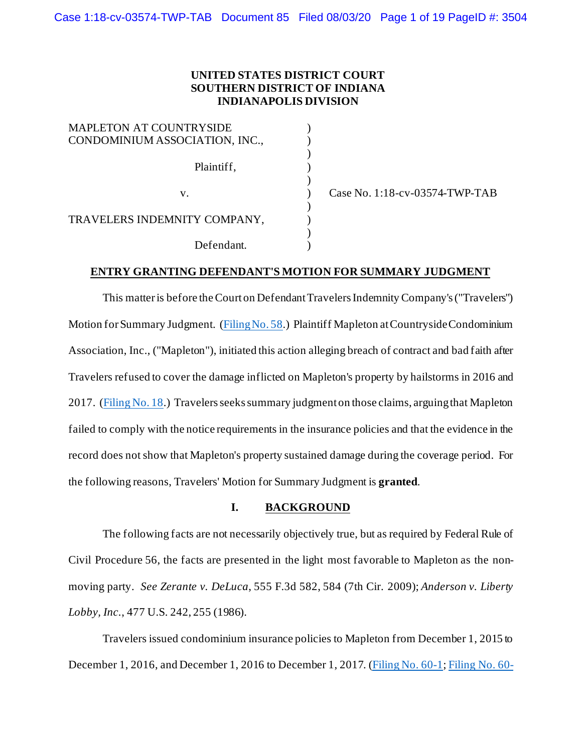**UNITED STATES DISTRICT COURT**
**SOUTHERN DISTRICT OF INDIANA**
**INDIANAPOLIS DIVISION**

| | | |
|---|---|---|
| MAPLETON AT COUNTRYSIDE CONDOMINIUM ASSOCIATION, INC., | ) | |
| Plaintiff, | ) | |
| v. | ) | Case No. 1:18-cv-03574-TWP-TAB |
| TRAVELERS INDEMNITY COMPANY, | ) | |
| Defendant. | ) | |

## ENTRY GRANTING DEFENDANT'S MOTION FOR SUMMARY JUDGMENT

This matter is before the Court on Defendant Travelers Indemnity Company's ("Travelers") Motion for Summary Judgment. (Filing No. 58.) Plaintiff Mapleton at Countryside Condominium Association, Inc., ("Mapleton"), initiated this action alleging breach of contract and bad faith after Travelers refused to cover the damage inflicted on Mapleton's property by hailstorms in 2016 and 2017. (Filing No. 18.) Travelers seeks summary judgment on those claims, arguing that Mapleton failed to comply with the notice requirements in the insurance policies and that the evidence in the record does not show that Mapleton's property sustained damage during the coverage period. For the following reasons, Travelers' Motion for Summary Judgment is **granted**.

## I. BACKGROUND

The following facts are not necessarily objectively true, but as required by Federal Rule of Civil Procedure 56, the facts are presented in the light most favorable to Mapleton as the non-moving party. *See Zerante v. DeLuca*, 555 F.3d 582, 584 (7th Cir. 2009); *Anderson v. Liberty Lobby, Inc.*, 477 U.S. 242, 255 (1986).

Travelers issued condominium insurance policies to Mapleton from December 1, 2015 to December 1, 2016, and December 1, 2016 to December 1, 2017. (Filing No. 60-1; Filing No. 60-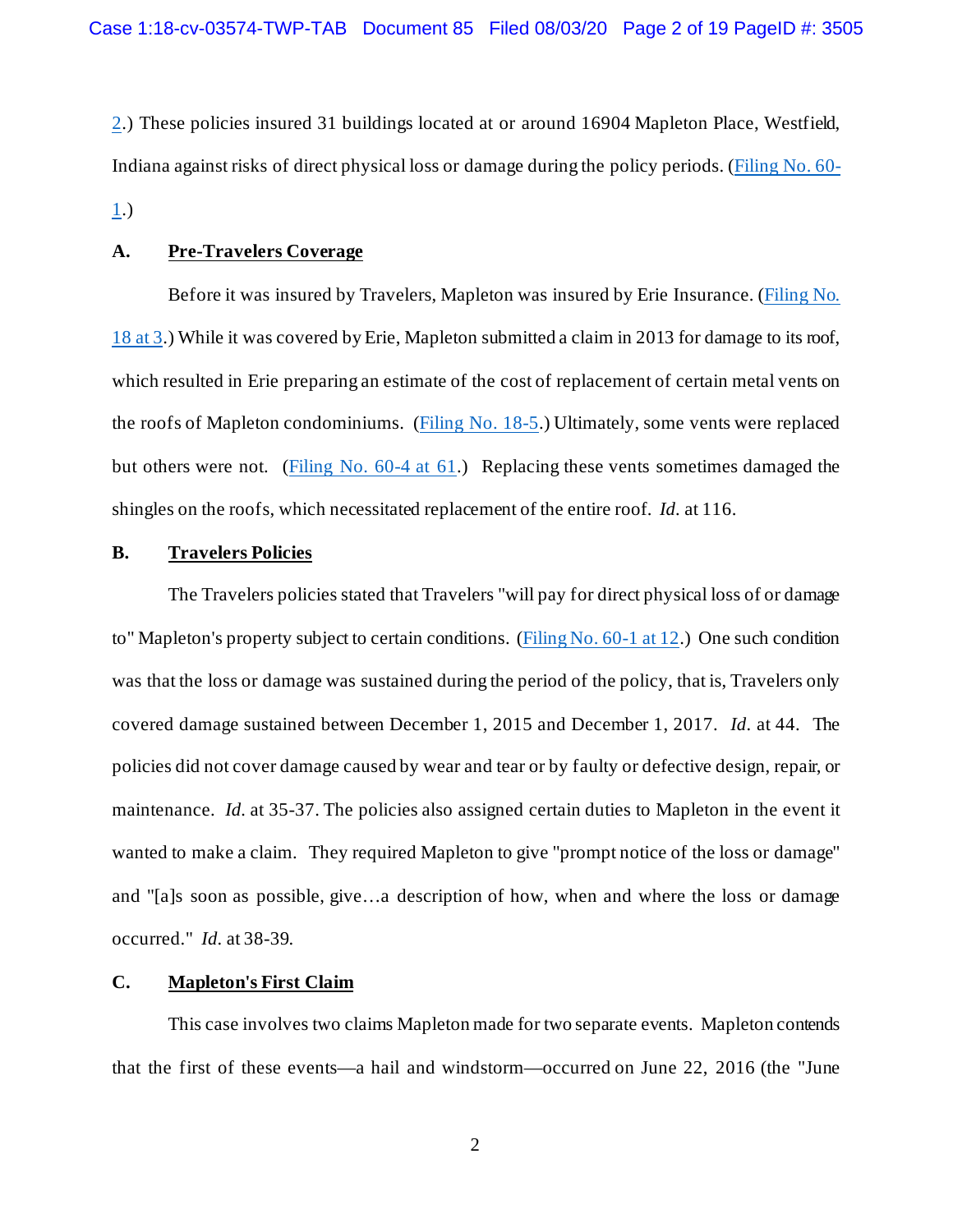2.) These policies insured 31 buildings located at or around 16904 Mapleton Place, Westfield, Indiana against risks of direct physical loss or damage during the policy periods. (Filing No. 60-1.)

### A. Pre-Travelers Coverage

Before it was insured by Travelers, Mapleton was insured by Erie Insurance. (Filing No. 18 at 3.) While it was covered by Erie, Mapleton submitted a claim in 2013 for damage to its roof, which resulted in Erie preparing an estimate of the cost of replacement of certain metal vents on the roofs of Mapleton condominiums. (Filing No. 18-5.) Ultimately, some vents were replaced but others were not. (Filing No. 60-4 at 61.) Replacing these vents sometimes damaged the shingles on the roofs, which necessitated replacement of the entire roof. *Id.* at 116.

### B. Travelers Policies

The Travelers policies stated that Travelers "will pay for direct physical loss of or damage to" Mapleton's property subject to certain conditions. (Filing No. 60-1 at 12.) One such condition was that the loss or damage was sustained during the period of the policy, that is, Travelers only covered damage sustained between December 1, 2015 and December 1, 2017. *Id.* at 44. The policies did not cover damage caused by wear and tear or by faulty or defective design, repair, or maintenance. *Id.* at 35-37. The policies also assigned certain duties to Mapleton in the event it wanted to make a claim. They required Mapleton to give "prompt notice of the loss or damage" and "[a]s soon as possible, give…a description of how, when and where the loss or damage occurred." *Id.* at 38-39.

### C. Mapleton's First Claim

This case involves two claims Mapleton made for two separate events. Mapleton contends that the first of these events—a hail and windstorm—occurred on June 22, 2016 (the "June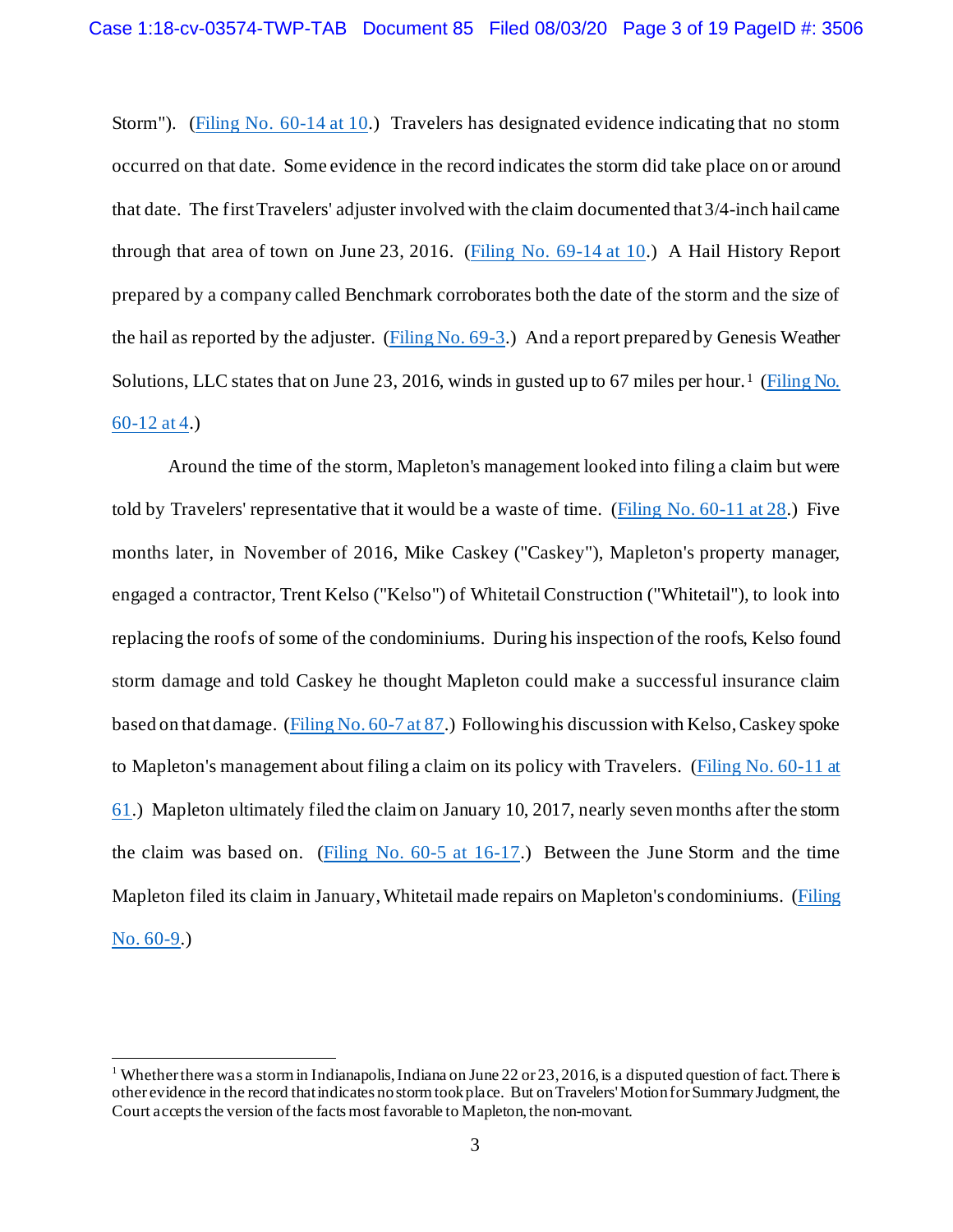Storm"). (Filing No. 60-14 at 10.) Travelers has designated evidence indicating that no storm occurred on that date. Some evidence in the record indicates the storm did take place on or around that date. The first Travelers' adjuster involved with the claim documented that 3/4-inch hail came through that area of town on June 23, 2016. (Filing No. 69-14 at 10.) A Hail History Report prepared by a company called Benchmark corroborates both the date of the storm and the size of the hail as reported by the adjuster. (Filing No. 69-3.) And a report prepared by Genesis Weather Solutions, LLC states that on June 23, 2016, winds in gusted up to 67 miles per hour.[1] (Filing No. 60-12 at 4.)

Around the time of the storm, Mapleton's management looked into filing a claim but were told by Travelers' representative that it would be a waste of time. (Filing No. 60-11 at 28.) Five months later, in November of 2016, Mike Caskey ("Caskey"), Mapleton's property manager, engaged a contractor, Trent Kelso ("Kelso") of Whitetail Construction ("Whitetail"), to look into replacing the roofs of some of the condominiums. During his inspection of the roofs, Kelso found storm damage and told Caskey he thought Mapleton could make a successful insurance claim based on that damage. (Filing No. 60-7 at 87.) Following his discussion with Kelso, Caskey spoke to Mapleton's management about filing a claim on its policy with Travelers. (Filing No. 60-11 at 61.) Mapleton ultimately filed the claim on January 10, 2017, nearly seven months after the storm the claim was based on. (Filing No. 60-5 at 16-17.) Between the June Storm and the time Mapleton filed its claim in January, Whitetail made repairs on Mapleton's condominiums. (Filing No. 60-9.)

---

[1] Whether there was a storm in Indianapolis, Indiana on June 22 or 23, 2016, is a disputed question of fact. There is other evidence in the record that indicates no storm took place. But on Travelers' Motion for Summary Judgment, the Court accepts the version of the facts most favorable to Mapleton, the non-movant.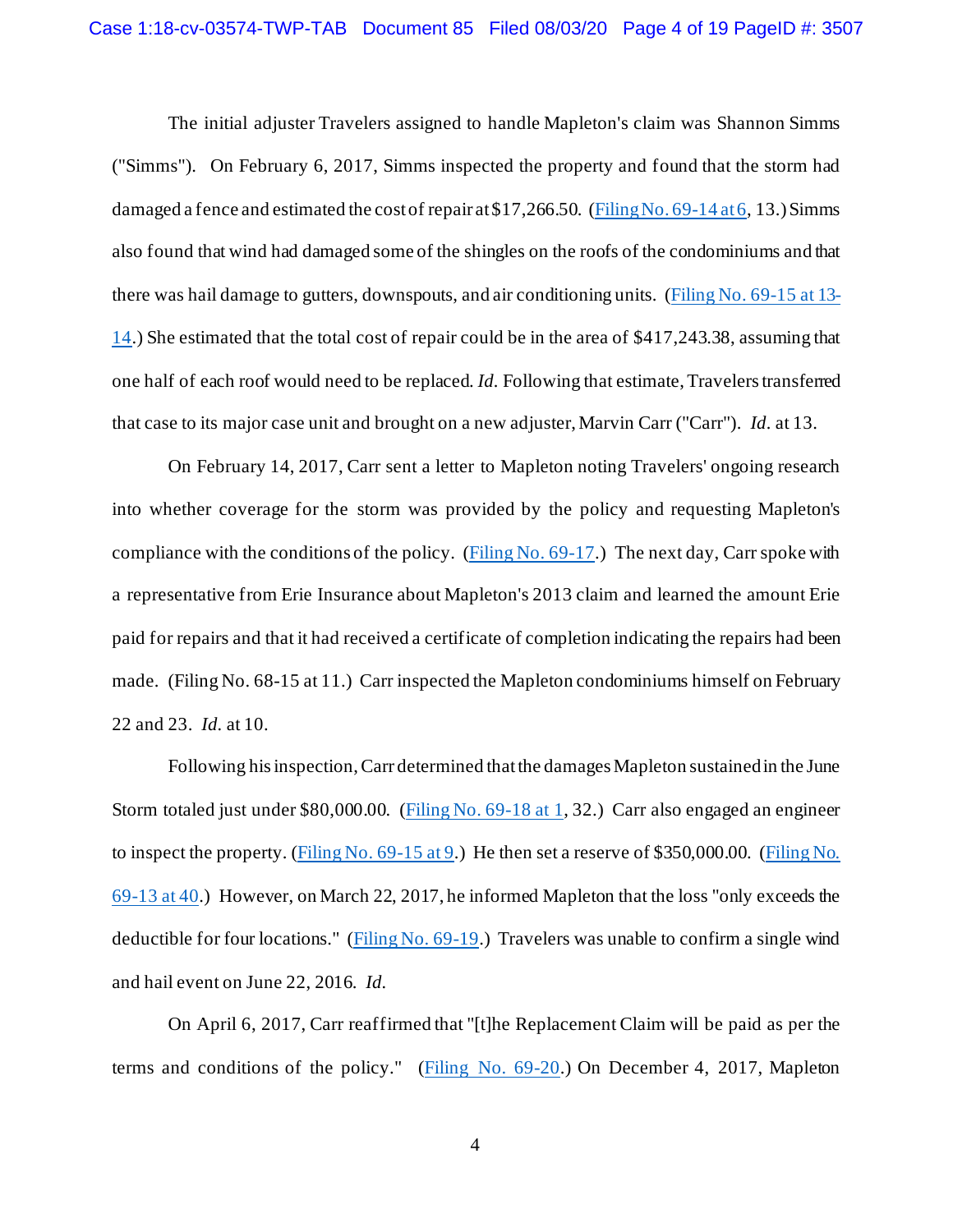The initial adjuster Travelers assigned to handle Mapleton's claim was Shannon Simms ("Simms"). On February 6, 2017, Simms inspected the property and found that the storm had damaged a fence and estimated the cost of repair at $17,266.50. (Filing No. 69-14 at 6, 13.) Simms also found that wind had damaged some of the shingles on the roofs of the condominiums and that there was hail damage to gutters, downspouts, and air conditioning units. (Filing No. 69-15 at 13-14.) She estimated that the total cost of repair could be in the area of $417,243.38, assuming that one half of each roof would need to be replaced. *Id.* Following that estimate, Travelers transferred that case to its major case unit and brought on a new adjuster, Marvin Carr ("Carr"). *Id.* at 13.

On February 14, 2017, Carr sent a letter to Mapleton noting Travelers' ongoing research into whether coverage for the storm was provided by the policy and requesting Mapleton's compliance with the conditions of the policy. (Filing No. 69-17.) The next day, Carr spoke with a representative from Erie Insurance about Mapleton's 2013 claim and learned the amount Erie paid for repairs and that it had received a certificate of completion indicating the repairs had been made. (Filing No. 68-15 at 11.) Carr inspected the Mapleton condominiums himself on February 22 and 23. *Id.* at 10.

Following his inspection, Carr determined that the damages Mapleton sustained in the June Storm totaled just under $80,000.00. (Filing No. 69-18 at 1, 32.) Carr also engaged an engineer to inspect the property. (Filing No. 69-15 at 9.) He then set a reserve of $350,000.00. (Filing No. 69-13 at 40.) However, on March 22, 2017, he informed Mapleton that the loss "only exceeds the deductible for four locations." (Filing No. 69-19.) Travelers was unable to confirm a single wind and hail event on June 22, 2016. *Id.*

On April 6, 2017, Carr reaffirmed that "[t]he Replacement Claim will be paid as per the terms and conditions of the policy." (Filing No. 69-20.) On December 4, 2017, Mapleton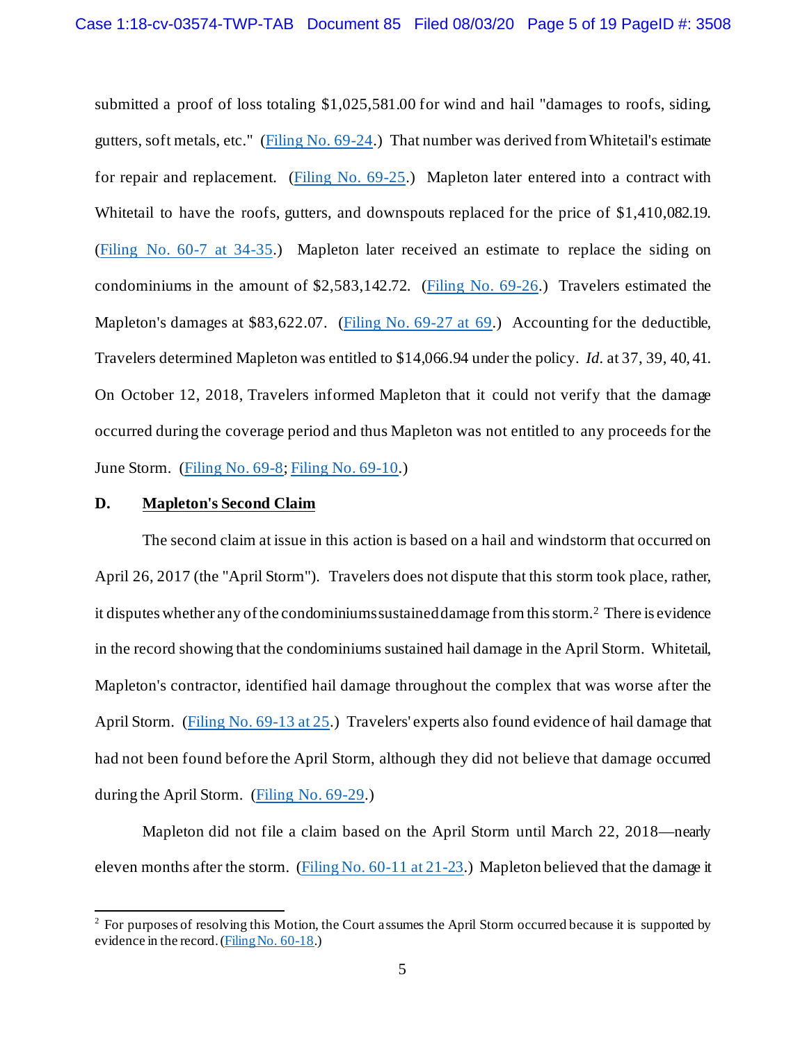submitted a proof of loss totaling $1,025,581.00 for wind and hail "damages to roofs, siding, gutters, soft metals, etc." (Filing No. 69-24.) That number was derived from Whitetail's estimate for repair and replacement. (Filing No. 69-25.) Mapleton later entered into a contract with Whitetail to have the roofs, gutters, and downspouts replaced for the price of $1,410,082.19. (Filing No. 60-7 at 34-35.) Mapleton later received an estimate to replace the siding on condominiums in the amount of $2,583,142.72. (Filing No. 69-26.) Travelers estimated the Mapleton's damages at $83,622.07. (Filing No. 69-27 at 69.) Accounting for the deductible, Travelers determined Mapleton was entitled to $14,066.94 under the policy. *Id.* at 37, 39, 40, 41. On October 12, 2018, Travelers informed Mapleton that it could not verify that the damage occurred during the coverage period and thus Mapleton was not entitled to any proceeds for the June Storm. (Filing No. 69-8; Filing No. 69-10.)

**D. <u>Mapleton's Second Claim</u>**

The second claim at issue in this action is based on a hail and windstorm that occurred on April 26, 2017 (the "April Storm"). Travelers does not dispute that this storm took place, rather, it disputes whether any of the condominiums sustained damage from this storm.[2] There is evidence in the record showing that the condominiums sustained hail damage in the April Storm. Whitetail, Mapleton's contractor, identified hail damage throughout the complex that was worse after the April Storm. (Filing No. 69-13 at 25.) Travelers' experts also found evidence of hail damage that had not been found before the April Storm, although they did not believe that damage occurred during the April Storm. (Filing No. 69-29.)

Mapleton did not file a claim based on the April Storm until March 22, 2018—nearly eleven months after the storm. (Filing No. 60-11 at 21-23.) Mapleton believed that the damage it

[2] For purposes of resolving this Motion, the Court assumes the April Storm occurred because it is supported by evidence in the record. (Filing No. 60-18.)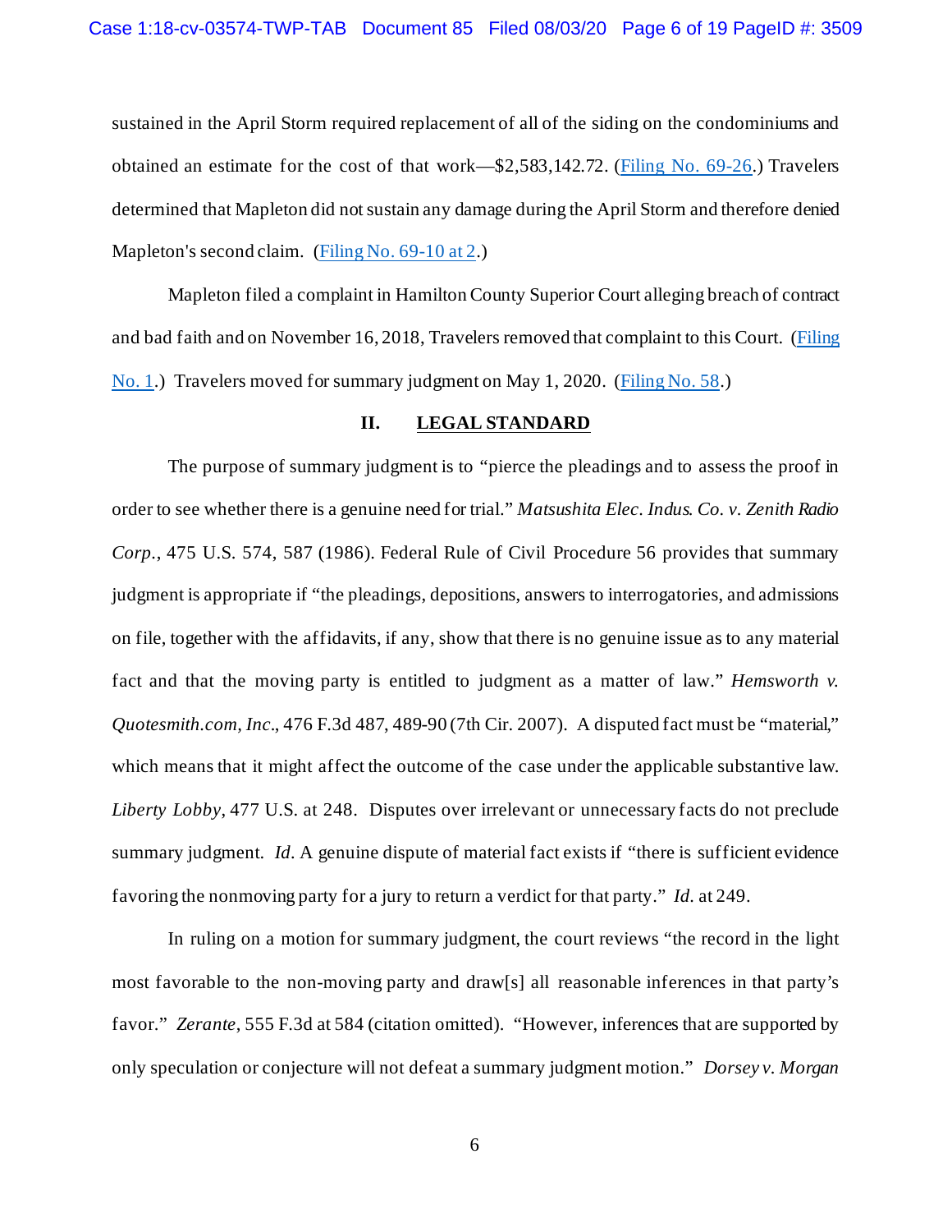sustained in the April Storm required replacement of all of the siding on the condominiums and obtained an estimate for the cost of that work—$2,583,142.72. (Filing No. 69-26.) Travelers determined that Mapleton did not sustain any damage during the April Storm and therefore denied Mapleton's second claim. (Filing No. 69-10 at 2.)

Mapleton filed a complaint in Hamilton County Superior Court alleging breach of contract and bad faith and on November 16, 2018, Travelers removed that complaint to this Court. (Filing No. 1.) Travelers moved for summary judgment on May 1, 2020. (Filing No. 58.)

## II. LEGAL STANDARD

The purpose of summary judgment is to "pierce the pleadings and to assess the proof in order to see whether there is a genuine need for trial." *Matsushita Elec. Indus. Co. v. Zenith Radio Corp.*, 475 U.S. 574, 587 (1986). Federal Rule of Civil Procedure 56 provides that summary judgment is appropriate if "the pleadings, depositions, answers to interrogatories, and admissions on file, together with the affidavits, if any, show that there is no genuine issue as to any material fact and that the moving party is entitled to judgment as a matter of law." *Hemsworth v. Quotesmith.com, Inc.*, 476 F.3d 487, 489-90 (7th Cir. 2007). A disputed fact must be "material," which means that it might affect the outcome of the case under the applicable substantive law. *Liberty Lobby*, 477 U.S. at 248. Disputes over irrelevant or unnecessary facts do not preclude summary judgment. *Id.* A genuine dispute of material fact exists if "there is sufficient evidence favoring the nonmoving party for a jury to return a verdict for that party." *Id.* at 249.

In ruling on a motion for summary judgment, the court reviews "the record in the light most favorable to the non-moving party and draw[s] all reasonable inferences in that party's favor." *Zerante*, 555 F.3d at 584 (citation omitted). "However, inferences that are supported by only speculation or conjecture will not defeat a summary judgment motion." *Dorsey v. Morgan*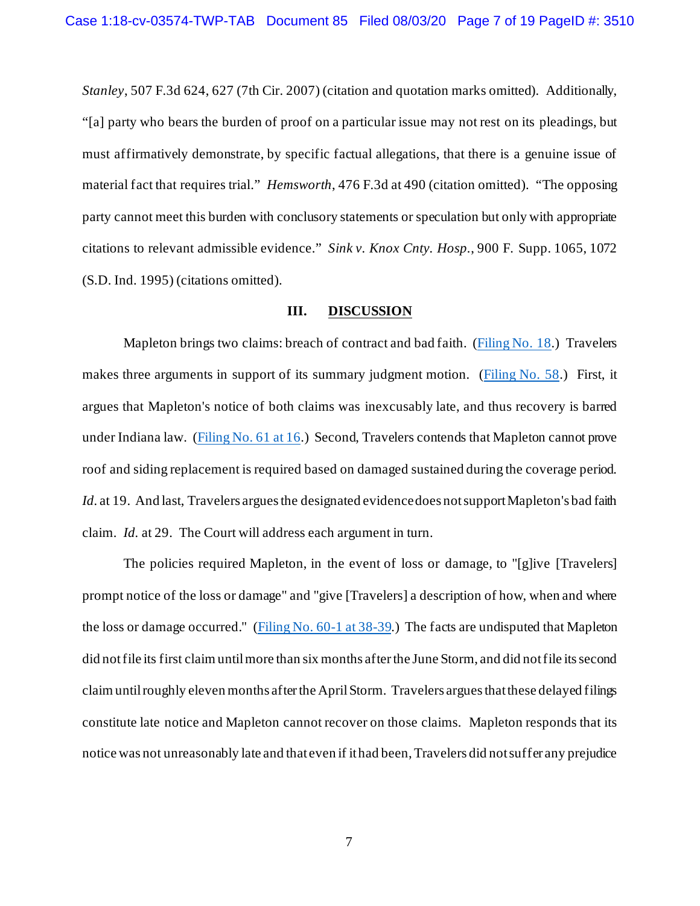*Stanley*, 507 F.3d 624, 627 (7th Cir. 2007) (citation and quotation marks omitted). Additionally, "[a] party who bears the burden of proof on a particular issue may not rest on its pleadings, but must affirmatively demonstrate, by specific factual allegations, that there is a genuine issue of material fact that requires trial." *Hemsworth*, 476 F.3d at 490 (citation omitted). "The opposing party cannot meet this burden with conclusory statements or speculation but only with appropriate citations to relevant admissible evidence." *Sink v. Knox Cnty. Hosp.*, 900 F. Supp. 1065, 1072 (S.D. Ind. 1995) (citations omitted).

## III. DISCUSSION

Mapleton brings two claims: breach of contract and bad faith. (Filing No. 18.) Travelers makes three arguments in support of its summary judgment motion. (Filing No. 58.) First, it argues that Mapleton's notice of both claims was inexcusably late, and thus recovery is barred under Indiana law. (Filing No. 61 at 16.) Second, Travelers contends that Mapleton cannot prove roof and siding replacement is required based on damaged sustained during the coverage period. *Id.* at 19. And last, Travelers argues the designated evidence does not support Mapleton's bad faith claim. *Id.* at 29. The Court will address each argument in turn.

The policies required Mapleton, in the event of loss or damage, to "[g]ive [Travelers] prompt notice of the loss or damage" and "give [Travelers] a description of how, when and where the loss or damage occurred." (Filing No. 60-1 at 38-39.) The facts are undisputed that Mapleton did not file its first claim until more than six months after the June Storm, and did not file its second claim until roughly eleven months after the April Storm. Travelers argues that these delayed filings constitute late notice and Mapleton cannot recover on those claims. Mapleton responds that its notice was not unreasonably late and that even if it had been, Travelers did not suffer any prejudice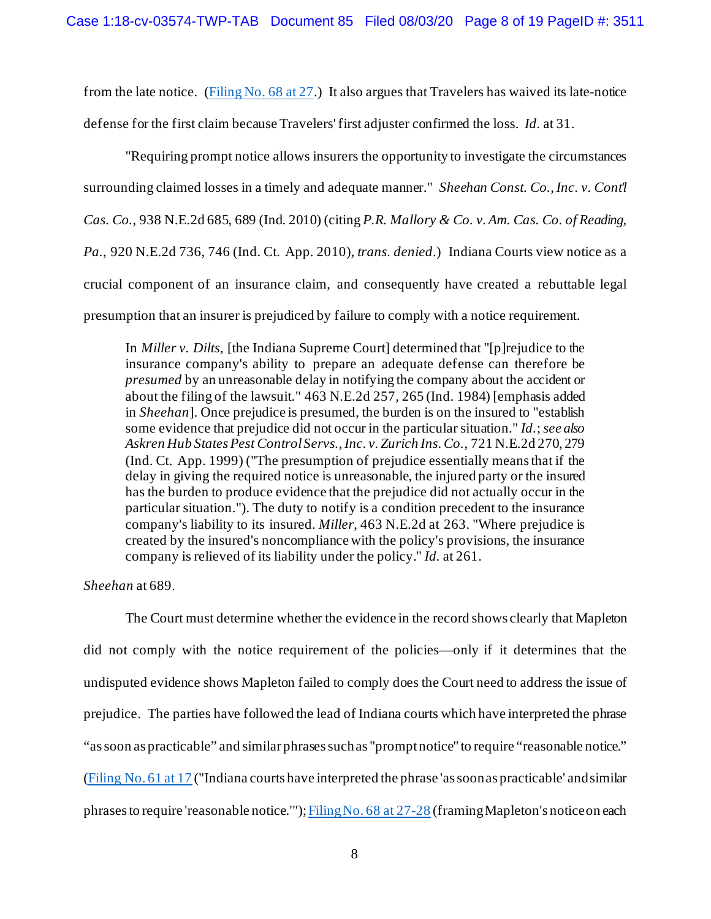from the late notice. (Filing No. 68 at 27.) It also argues that Travelers has waived its late-notice defense for the first claim because Travelers' first adjuster confirmed the loss. *Id.* at 31.

"Requiring prompt notice allows insurers the opportunity to investigate the circumstances surrounding claimed losses in a timely and adequate manner." *Sheehan Const. Co., Inc. v. Cont'l Cas. Co.*, 938 N.E.2d 685, 689 (Ind. 2010) (citing *P.R. Mallory & Co. v. Am. Cas. Co. of Reading, Pa.*, 920 N.E.2d 736, 746 (Ind. Ct. App. 2010), *trans. denied*.) Indiana Courts view notice as a crucial component of an insurance claim, and consequently have created a rebuttable legal presumption that an insurer is prejudiced by failure to comply with a notice requirement.

> In *Miller v. Dilts*, [the Indiana Supreme Court] determined that "[p]rejudice to the insurance company's ability to prepare an adequate defense can therefore be *presumed* by an unreasonable delay in notifying the company about the accident or about the filing of the lawsuit." 463 N.E.2d 257, 265 (Ind. 1984) [emphasis added in *Sheehan*]. Once prejudice is presumed, the burden is on the insured to "establish some evidence that prejudice did not occur in the particular situation." *Id.*; *see also Askren Hub States Pest Control Servs., Inc. v. Zurich Ins. Co.*, 721 N.E.2d 270, 279 (Ind. Ct. App. 1999) ("The presumption of prejudice essentially means that if the delay in giving the required notice is unreasonable, the injured party or the insured has the burden to produce evidence that the prejudice did not actually occur in the particular situation."). The duty to notify is a condition precedent to the insurance company's liability to its insured. *Miller*, 463 N.E.2d at 263. "Where prejudice is created by the insured's noncompliance with the policy's provisions, the insurance company is relieved of its liability under the policy." *Id.* at 261.

*Sheehan* at 689.

The Court must determine whether the evidence in the record shows clearly that Mapleton did not comply with the notice requirement of the policies—only if it determines that the undisputed evidence shows Mapleton failed to comply does the Court need to address the issue of prejudice. The parties have followed the lead of Indiana courts which have interpreted the phrase "as soon as practicable" and similar phrases such as "prompt notice" to require "reasonable notice." (Filing No. 61 at 17 ("Indiana courts have interpreted the phrase 'as soon as practicable' and similar phrases to require 'reasonable notice.'"); Filing No. 68 at 27-28 (framing Mapleton's notice on each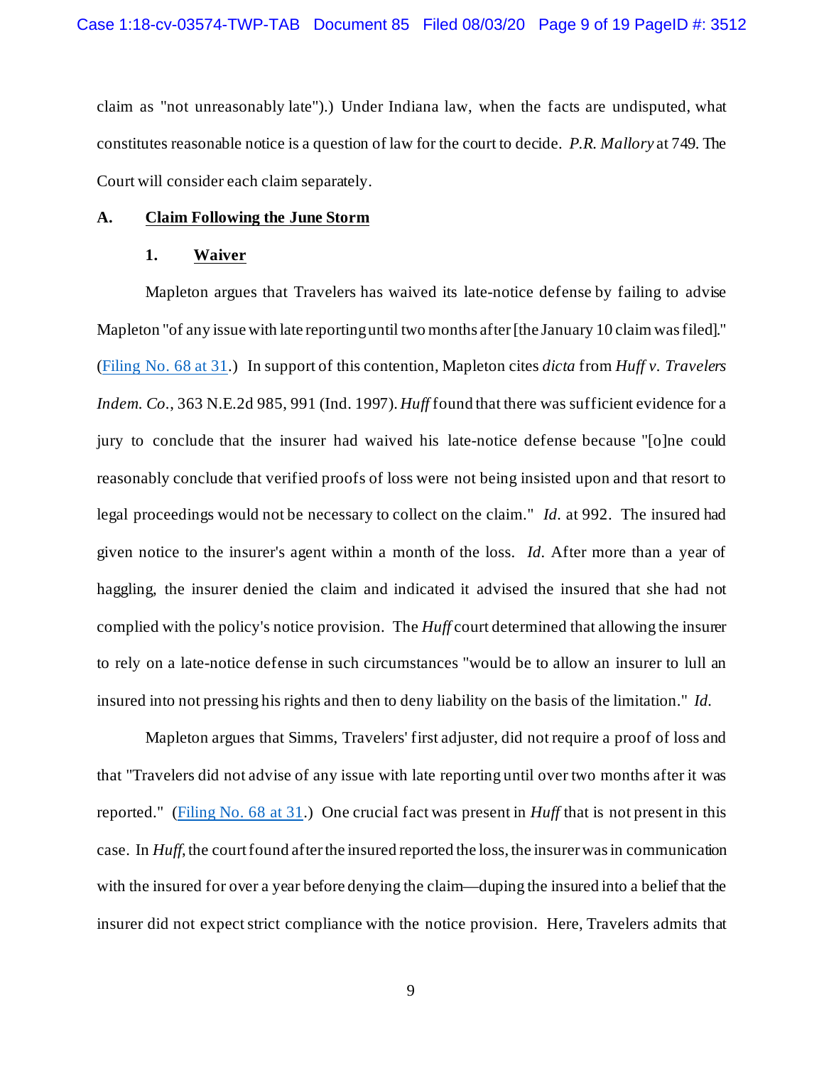claim as "not unreasonably late").) Under Indiana law, when the facts are undisputed, what constitutes reasonable notice is a question of law for the court to decide. *P.R. Mallory* at 749. The Court will consider each claim separately.

### A. Claim Following the June Storm

#### 1. Waiver

Mapleton argues that Travelers has waived its late-notice defense by failing to advise Mapleton "of any issue with late reporting until two months after [the January 10 claim was filed]." (Filing No. 68 at 31.) In support of this contention, Mapleton cites *dicta* from *Huff v. Travelers Indem. Co.*, 363 N.E.2d 985, 991 (Ind. 1997). *Huff* found that there was sufficient evidence for a jury to conclude that the insurer had waived his late-notice defense because "[o]ne could reasonably conclude that verified proofs of loss were not being insisted upon and that resort to legal proceedings would not be necessary to collect on the claim." *Id*. at 992. The insured had given notice to the insurer's agent within a month of the loss. *Id*. After more than a year of haggling, the insurer denied the claim and indicated it advised the insured that she had not complied with the policy's notice provision. The *Huff* court determined that allowing the insurer to rely on a late-notice defense in such circumstances "would be to allow an insurer to lull an insured into not pressing his rights and then to deny liability on the basis of the limitation." *Id.*

Mapleton argues that Simms, Travelers' first adjuster, did not require a proof of loss and that "Travelers did not advise of any issue with late reporting until over two months after it was reported." (Filing No. 68 at 31.) One crucial fact was present in *Huff* that is not present in this case. In *Huff*, the court found after the insured reported the loss, the insurer was in communication with the insured for over a year before denying the claim—duping the insured into a belief that the insurer did not expect strict compliance with the notice provision. Here, Travelers admits that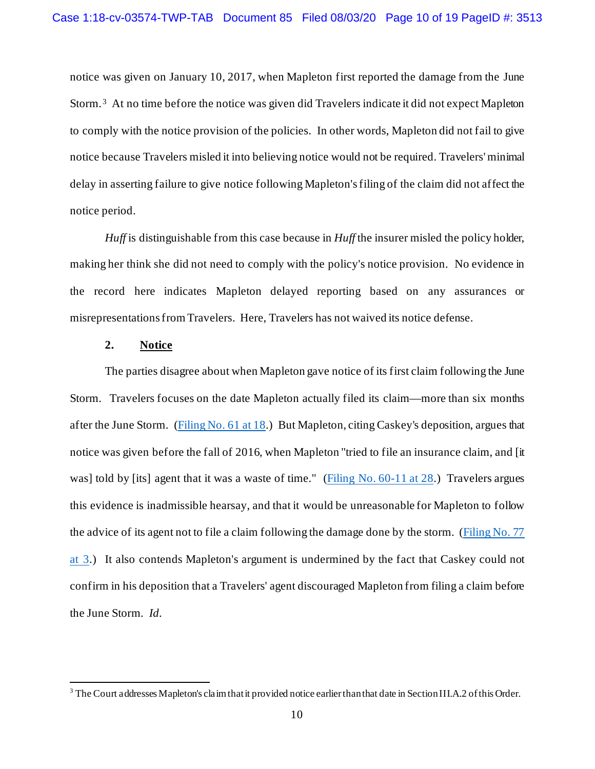notice was given on January 10, 2017, when Mapleton first reported the damage from the June Storm.[3] At no time before the notice was given did Travelers indicate it did not expect Mapleton to comply with the notice provision of the policies. In other words, Mapleton did not fail to give notice because Travelers misled it into believing notice would not be required. Travelers' minimal delay in asserting failure to give notice following Mapleton's filing of the claim did not affect the notice period.

*Huff* is distinguishable from this case because in *Huff* the insurer misled the policy holder, making her think she did not need to comply with the policy's notice provision. No evidence in the record here indicates Mapleton delayed reporting based on any assurances or misrepresentations from Travelers. Here, Travelers has not waived its notice defense.

**2. Notice**

The parties disagree about when Mapleton gave notice of its first claim following the June Storm. Travelers focuses on the date Mapleton actually filed its claim—more than six months after the June Storm. (Filing No. 61 at 18.) But Mapleton, citing Caskey's deposition, argues that notice was given before the fall of 2016, when Mapleton "tried to file an insurance claim, and [it was] told by [its] agent that it was a waste of time." (Filing No. 60-11 at 28.) Travelers argues this evidence is inadmissible hearsay, and that it would be unreasonable for Mapleton to follow the advice of its agent not to file a claim following the damage done by the storm. (Filing No. 77 at 3.) It also contends Mapleton's argument is undermined by the fact that Caskey could not confirm in his deposition that a Travelers' agent discouraged Mapleton from filing a claim before the June Storm. *Id.*

---

[3] The Court addresses Mapleton's claim that it provided notice earlier than that date in Section III.A.2 of this Order.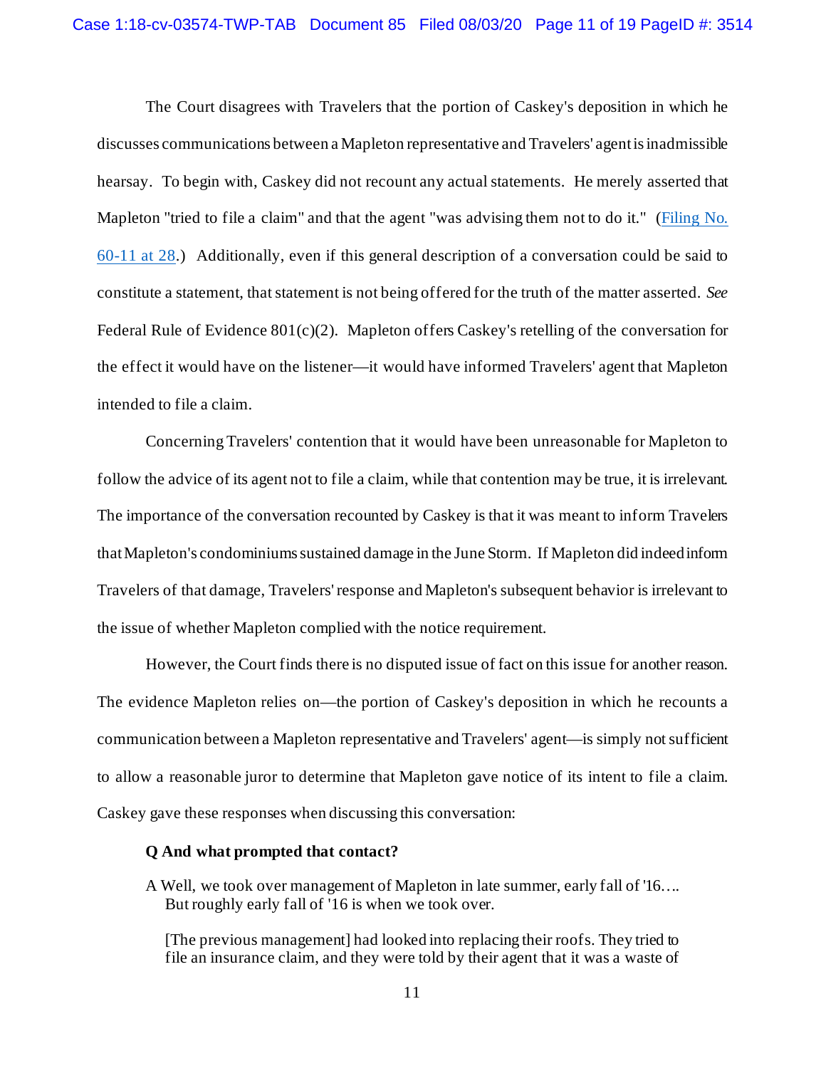The Court disagrees with Travelers that the portion of Caskey's deposition in which he discusses communications between a Mapleton representative and Travelers' agent is inadmissible hearsay. To begin with, Caskey did not recount any actual statements. He merely asserted that Mapleton "tried to file a claim" and that the agent "was advising them not to do it." (Filing No. 60-11 at 28.) Additionally, even if this general description of a conversation could be said to constitute a statement, that statement is not being offered for the truth of the matter asserted. *See* Federal Rule of Evidence 801(c)(2). Mapleton offers Caskey's retelling of the conversation for the effect it would have on the listener—it would have informed Travelers' agent that Mapleton intended to file a claim.

Concerning Travelers' contention that it would have been unreasonable for Mapleton to follow the advice of its agent not to file a claim, while that contention may be true, it is irrelevant. The importance of the conversation recounted by Caskey is that it was meant to inform Travelers that Mapleton's condominiums sustained damage in the June Storm. If Mapleton did indeed inform Travelers of that damage, Travelers' response and Mapleton's subsequent behavior is irrelevant to the issue of whether Mapleton complied with the notice requirement.

However, the Court finds there is no disputed issue of fact on this issue for another reason. The evidence Mapleton relies on—the portion of Caskey's deposition in which he recounts a communication between a Mapleton representative and Travelers' agent—is simply not sufficient to allow a reasonable juror to determine that Mapleton gave notice of its intent to file a claim. Caskey gave these responses when discussing this conversation:

> **Q And what prompted that contact?**
>
> A Well, we took over management of Mapleton in late summer, early fall of '16…. But roughly early fall of '16 is when we took over.
>
> [The previous management] had looked into replacing their roofs. They tried to file an insurance claim, and they were told by their agent that it was a waste of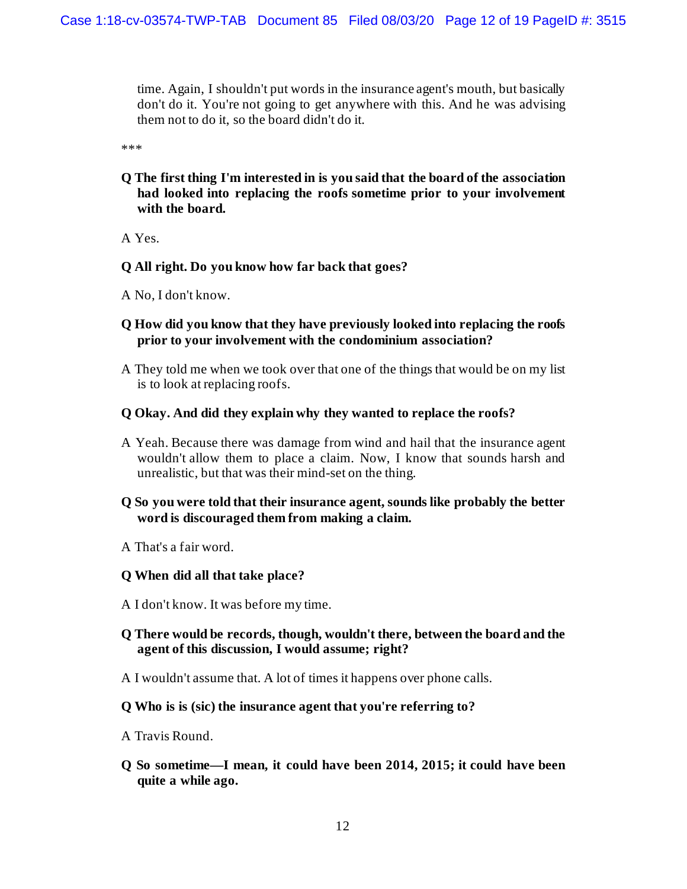time. Again, I shouldn't put words in the insurance agent's mouth, but basically don't do it. You're not going to get anywhere with this. And he was advising them not to do it, so the board didn't do it.

***

**Q The first thing I'm interested in is you said that the board of the association had looked into replacing the roofs sometime prior to your involvement with the board.**

A Yes.

**Q All right. Do you know how far back that goes?**

A No, I don't know.

**Q How did you know that they have previously looked into replacing the roofs prior to your involvement with the condominium association?**

A They told me when we took over that one of the things that would be on my list is to look at replacing roofs.

**Q Okay. And did they explain why they wanted to replace the roofs?**

A Yeah. Because there was damage from wind and hail that the insurance agent wouldn't allow them to place a claim. Now, I know that sounds harsh and unrealistic, but that was their mind-set on the thing.

**Q So you were told that their insurance agent, sounds like probably the better word is discouraged them from making a claim.**

A That's a fair word.

**Q When did all that take place?**

A I don't know. It was before my time.

**Q There would be records, though, wouldn't there, between the board and the agent of this discussion, I would assume; right?**

A I wouldn't assume that. A lot of times it happens over phone calls.

**Q Who is is (sic) the insurance agent that you're referring to?**

A Travis Round.

**Q So sometime—I mean, it could have been 2014, 2015; it could have been quite a while ago.**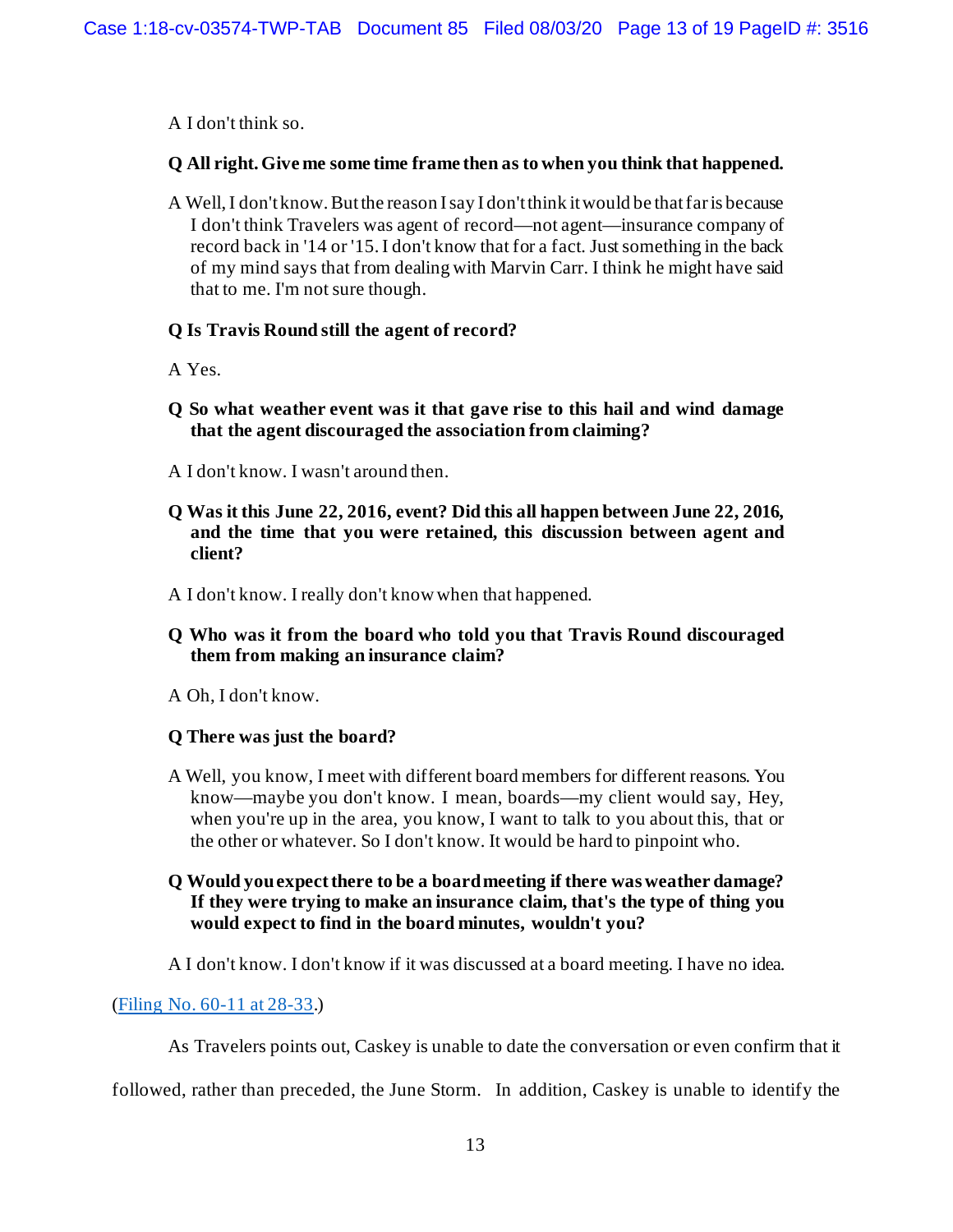A I don't think so.

**Q All right. Give me some time frame then as to when you think that happened.**

A Well, I don't know. But the reason I say I don't think it would be that far is because I don't think Travelers was agent of record—not agent—insurance company of record back in '14 or '15. I don't know that for a fact. Just something in the back of my mind says that from dealing with Marvin Carr. I think he might have said that to me. I'm not sure though.

**Q Is Travis Round still the agent of record?**

A Yes.

**Q So what weather event was it that gave rise to this hail and wind damage that the agent discouraged the association from claiming?**

A I don't know. I wasn't around then.

**Q Was it this June 22, 2016, event? Did this all happen between June 22, 2016, and the time that you were retained, this discussion between agent and client?**

A I don't know. I really don't know when that happened.

**Q Who was it from the board who told you that Travis Round discouraged them from making an insurance claim?**

A Oh, I don't know.

**Q There was just the board?**

A Well, you know, I meet with different board members for different reasons. You know—maybe you don't know. I mean, boards—my client would say, Hey, when you're up in the area, you know, I want to talk to you about this, that or the other or whatever. So I don't know. It would be hard to pinpoint who.

**Q Would you expect there to be a board meeting if there was weather damage? If they were trying to make an insurance claim, that's the type of thing you would expect to find in the board minutes, wouldn't you?**

A I don't know. I don't know if it was discussed at a board meeting. I have no idea.

(Filing No. 60-11 at 28-33.)

As Travelers points out, Caskey is unable to date the conversation or even confirm that it followed, rather than preceded, the June Storm. In addition, Caskey is unable to identify the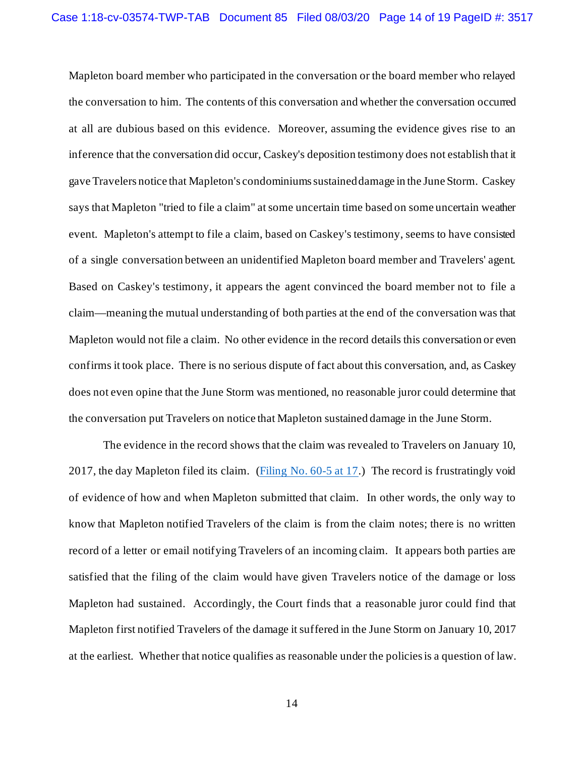Mapleton board member who participated in the conversation or the board member who relayed the conversation to him. The contents of this conversation and whether the conversation occurred at all are dubious based on this evidence. Moreover, assuming the evidence gives rise to an inference that the conversation did occur, Caskey's deposition testimony does not establish that it gave Travelers notice that Mapleton's condominiums sustained damage in the June Storm. Caskey says that Mapleton "tried to file a claim" at some uncertain time based on some uncertain weather event. Mapleton's attempt to file a claim, based on Caskey's testimony, seems to have consisted of a single conversation between an unidentified Mapleton board member and Travelers' agent. Based on Caskey's testimony, it appears the agent convinced the board member not to file a claim—meaning the mutual understanding of both parties at the end of the conversation was that Mapleton would not file a claim. No other evidence in the record details this conversation or even confirms it took place. There is no serious dispute of fact about this conversation, and, as Caskey does not even opine that the June Storm was mentioned, no reasonable juror could determine that the conversation put Travelers on notice that Mapleton sustained damage in the June Storm.

The evidence in the record shows that the claim was revealed to Travelers on January 10, 2017, the day Mapleton filed its claim. (Filing No. 60-5 at 17.) The record is frustratingly void of evidence of how and when Mapleton submitted that claim. In other words, the only way to know that Mapleton notified Travelers of the claim is from the claim notes; there is no written record of a letter or email notifying Travelers of an incoming claim. It appears both parties are satisfied that the filing of the claim would have given Travelers notice of the damage or loss Mapleton had sustained. Accordingly, the Court finds that a reasonable juror could find that Mapleton first notified Travelers of the damage it suffered in the June Storm on January 10, 2017 at the earliest. Whether that notice qualifies as reasonable under the policies is a question of law.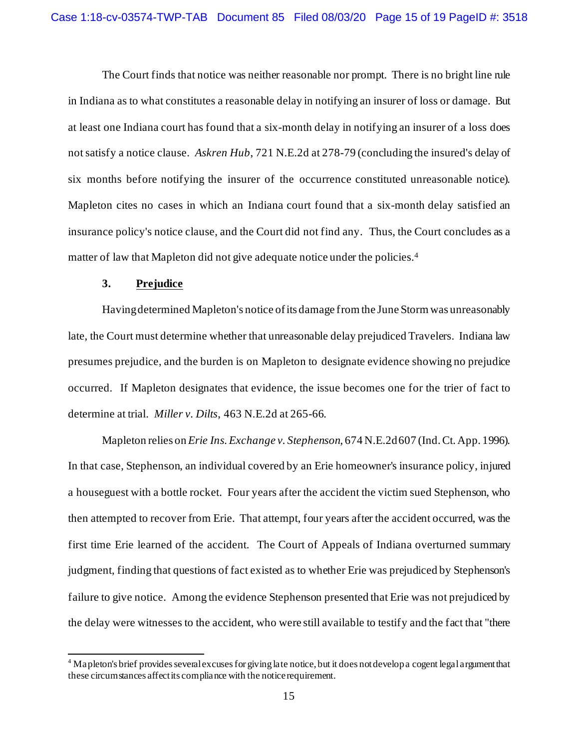The Court finds that notice was neither reasonable nor prompt. There is no bright line rule in Indiana as to what constitutes a reasonable delay in notifying an insurer of loss or damage. But at least one Indiana court has found that a six-month delay in notifying an insurer of a loss does not satisfy a notice clause. *Askren Hub*, 721 N.E.2d at 278-79 (concluding the insured's delay of six months before notifying the insurer of the occurrence constituted unreasonable notice). Mapleton cites no cases in which an Indiana court found that a six-month delay satisfied an insurance policy's notice clause, and the Court did not find any. Thus, the Court concludes as a matter of law that Mapleton did not give adequate notice under the policies.[4]

### 3. Prejudice

Having determined Mapleton's notice of its damage from the June Storm was unreasonably late, the Court must determine whether that unreasonable delay prejudiced Travelers. Indiana law presumes prejudice, and the burden is on Mapleton to designate evidence showing no prejudice occurred. If Mapleton designates that evidence, the issue becomes one for the trier of fact to determine at trial. *Miller v. Dilts*, 463 N.E.2d at 265-66.

Mapleton relies on *Erie Ins. Exchange v. Stephenson*, 674 N.E.2d 607 (Ind. Ct. App. 1996). In that case, Stephenson, an individual covered by an Erie homeowner's insurance policy, injured a houseguest with a bottle rocket. Four years after the accident the victim sued Stephenson, who then attempted to recover from Erie. That attempt, four years after the accident occurred, was the first time Erie learned of the accident. The Court of Appeals of Indiana overturned summary judgment, finding that questions of fact existed as to whether Erie was prejudiced by Stephenson's failure to give notice. Among the evidence Stephenson presented that Erie was not prejudiced by the delay were witnesses to the accident, who were still available to testify and the fact that "there

---

[4] Mapleton's brief provides several excuses for giving late notice, but it does not develop a cogent legal argument that these circumstances affect its compliance with the notice requirement.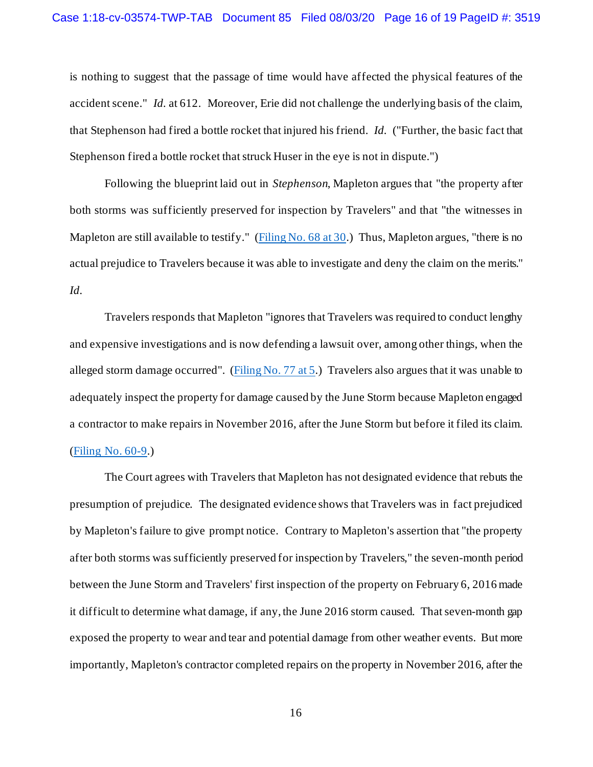is nothing to suggest that the passage of time would have affected the physical features of the accident scene." *Id.* at 612. Moreover, Erie did not challenge the underlying basis of the claim, that Stephenson had fired a bottle rocket that injured his friend. *Id.* ("Further, the basic fact that Stephenson fired a bottle rocket that struck Huser in the eye is not in dispute.")

Following the blueprint laid out in *Stephenson*, Mapleton argues that "the property after both storms was sufficiently preserved for inspection by Travelers" and that "the witnesses in Mapleton are still available to testify." (Filing No. 68 at 30.) Thus, Mapleton argues, "there is no actual prejudice to Travelers because it was able to investigate and deny the claim on the merits." *Id.*

Travelers responds that Mapleton "ignores that Travelers was required to conduct lengthy and expensive investigations and is now defending a lawsuit over, among other things, when the alleged storm damage occurred". (Filing No. 77 at 5.) Travelers also argues that it was unable to adequately inspect the property for damage caused by the June Storm because Mapleton engaged a contractor to make repairs in November 2016, after the June Storm but before it filed its claim. (Filing No. 60-9.)

The Court agrees with Travelers that Mapleton has not designated evidence that rebuts the presumption of prejudice. The designated evidence shows that Travelers was in fact prejudiced by Mapleton's failure to give prompt notice. Contrary to Mapleton's assertion that "the property after both storms was sufficiently preserved for inspection by Travelers," the seven-month period between the June Storm and Travelers' first inspection of the property on February 6, 2016 made it difficult to determine what damage, if any, the June 2016 storm caused. That seven-month gap exposed the property to wear and tear and potential damage from other weather events. But more importantly, Mapleton's contractor completed repairs on the property in November 2016, after the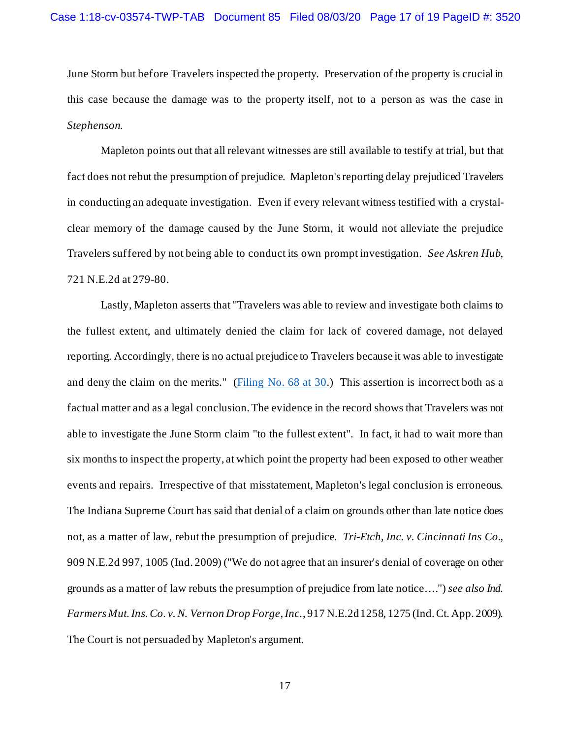June Storm but before Travelers inspected the property. Preservation of the property is crucial in this case because the damage was to the property itself, not to a person as was the case in *Stephenson*.

Mapleton points out that all relevant witnesses are still available to testify at trial, but that fact does not rebut the presumption of prejudice. Mapleton's reporting delay prejudiced Travelers in conducting an adequate investigation. Even if every relevant witness testified with a crystal-clear memory of the damage caused by the June Storm, it would not alleviate the prejudice Travelers suffered by not being able to conduct its own prompt investigation. *See Askren Hub*, 721 N.E.2d at 279-80.

Lastly, Mapleton asserts that "Travelers was able to review and investigate both claims to the fullest extent, and ultimately denied the claim for lack of covered damage, not delayed reporting. Accordingly, there is no actual prejudice to Travelers because it was able to investigate and deny the claim on the merits." (Filing No. 68 at 30.) This assertion is incorrect both as a factual matter and as a legal conclusion. The evidence in the record shows that Travelers was not able to investigate the June Storm claim "to the fullest extent". In fact, it had to wait more than six months to inspect the property, at which point the property had been exposed to other weather events and repairs. Irrespective of that misstatement, Mapleton's legal conclusion is erroneous. The Indiana Supreme Court has said that denial of a claim on grounds other than late notice does not, as a matter of law, rebut the presumption of prejudice. *Tri-Etch, Inc. v. Cincinnati Ins Co*., 909 N.E.2d 997, 1005 (Ind. 2009) ("We do not agree that an insurer's denial of coverage on other grounds as a matter of law rebuts the presumption of prejudice from late notice….") *see also Ind. Farmers Mut. Ins. Co. v. N. Vernon Drop Forge, Inc.*, 917 N.E.2d 1258, 1275 (Ind. Ct. App. 2009). The Court is not persuaded by Mapleton's argument.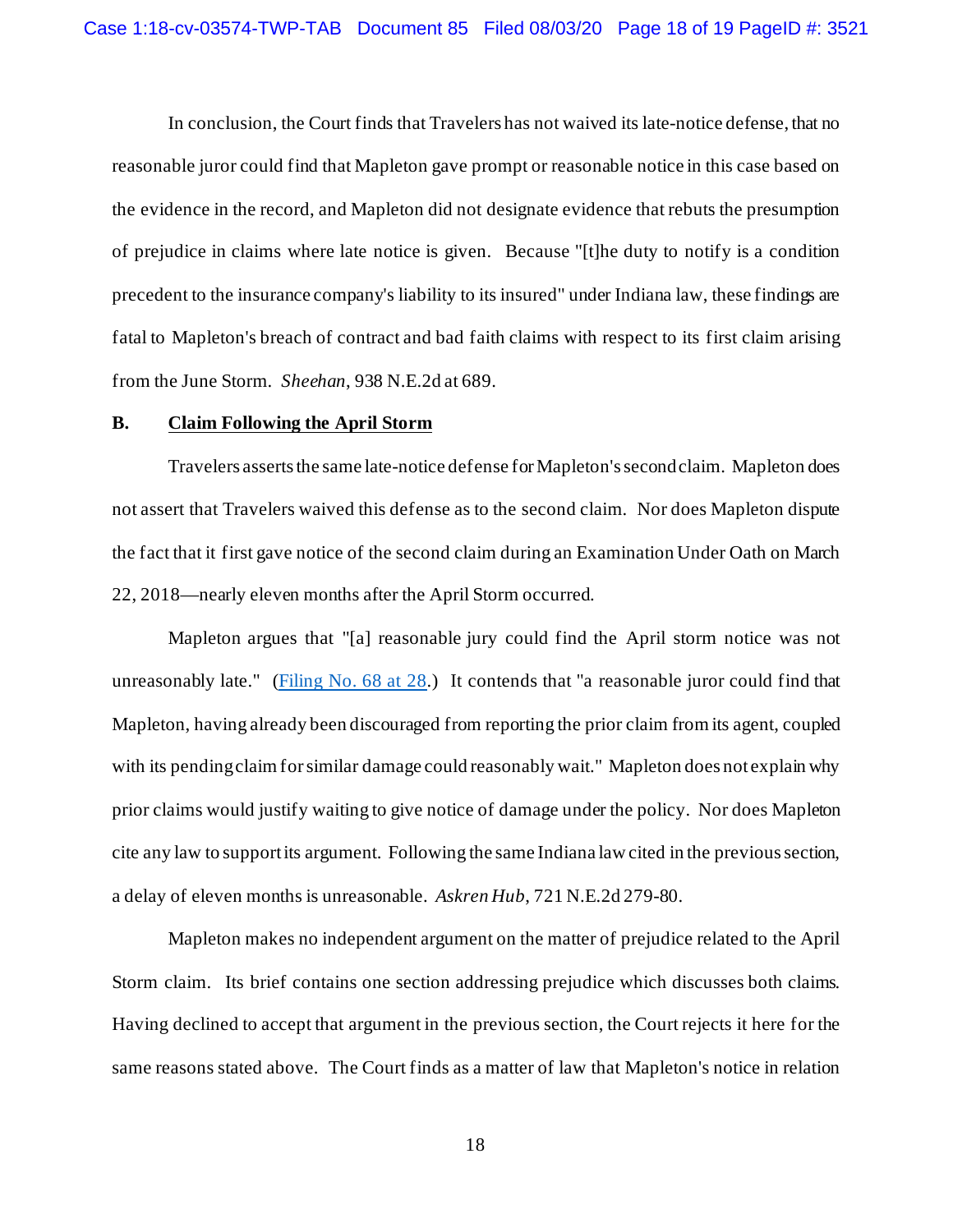In conclusion, the Court finds that Travelers has not waived its late-notice defense, that no reasonable juror could find that Mapleton gave prompt or reasonable notice in this case based on the evidence in the record, and Mapleton did not designate evidence that rebuts the presumption of prejudice in claims where late notice is given. Because "[t]he duty to notify is a condition precedent to the insurance company's liability to its insured" under Indiana law, these findings are fatal to Mapleton's breach of contract and bad faith claims with respect to its first claim arising from the June Storm. *Sheehan*, 938 N.E.2d at 689.

### B. <u>Claim Following the April Storm</u>

Travelers asserts the same late-notice defense for Mapleton's second claim. Mapleton does not assert that Travelers waived this defense as to the second claim. Nor does Mapleton dispute the fact that it first gave notice of the second claim during an Examination Under Oath on March 22, 2018—nearly eleven months after the April Storm occurred.

Mapleton argues that "[a] reasonable jury could find the April storm notice was not unreasonably late." (Filing No. 68 at 28.) It contends that "a reasonable juror could find that Mapleton, having already been discouraged from reporting the prior claim from its agent, coupled with its pending claim for similar damage could reasonably wait." Mapleton does not explain why prior claims would justify waiting to give notice of damage under the policy. Nor does Mapleton cite any law to support its argument. Following the same Indiana law cited in the previous section, a delay of eleven months is unreasonable. *Askren Hub*, 721 N.E.2d 279-80.

Mapleton makes no independent argument on the matter of prejudice related to the April Storm claim. Its brief contains one section addressing prejudice which discusses both claims. Having declined to accept that argument in the previous section, the Court rejects it here for the same reasons stated above. The Court finds as a matter of law that Mapleton's notice in relation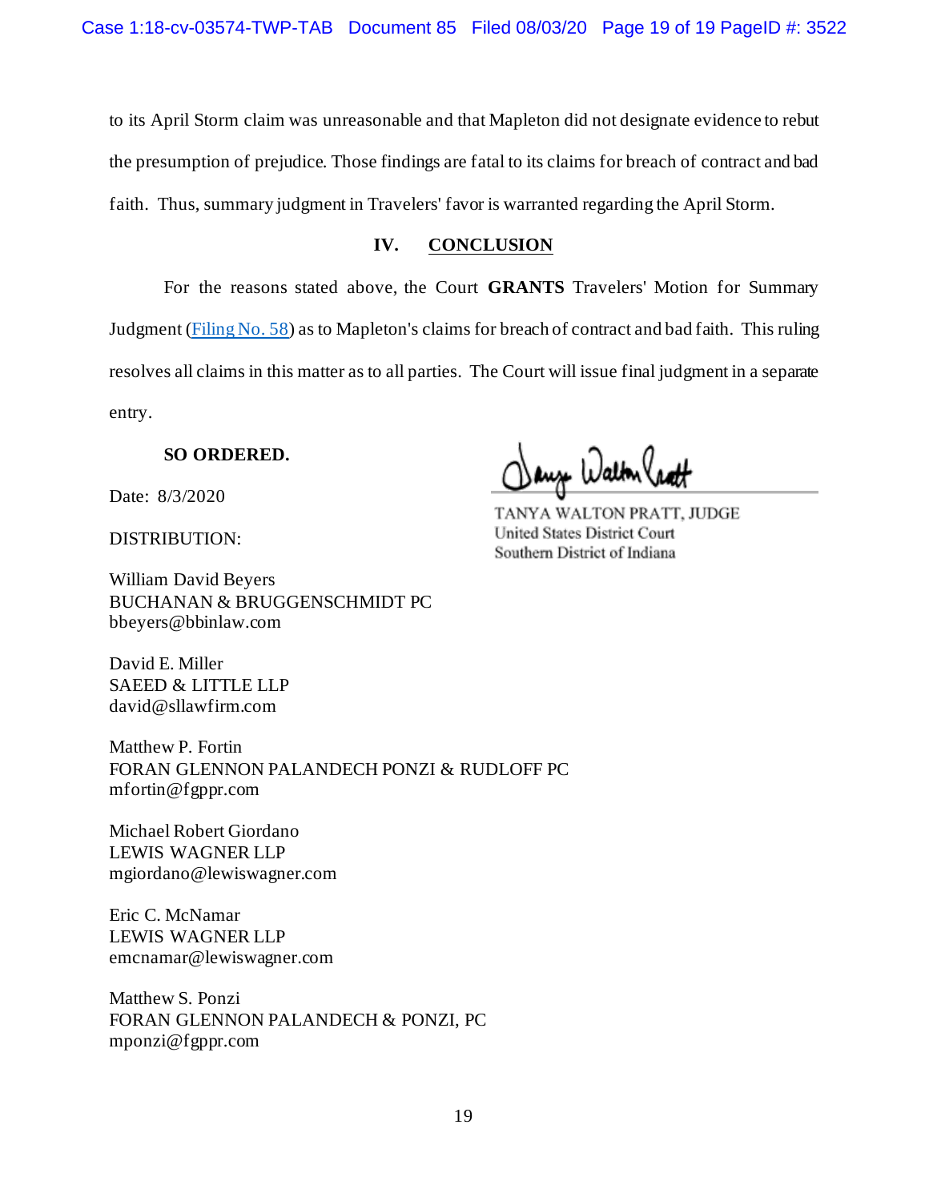to its April Storm claim was unreasonable and that Mapleton did not designate evidence to rebut the presumption of prejudice. Those findings are fatal to its claims for breach of contract and bad faith. Thus, summary judgment in Travelers' favor is warranted regarding the April Storm.

## IV. CONCLUSION

For the reasons stated above, the Court **GRANTS** Travelers' Motion for Summary Judgment (Filing No. 58) as to Mapleton's claims for breach of contract and bad faith. This ruling resolves all claims in this matter as to all parties. The Court will issue final judgment in a separate entry.

**SO ORDERED.**

Date: 8/3/2020

TANYA WALTON PRATT, JUDGE
United States District Court
Southern District of Indiana

DISTRIBUTION:

William David Beyers
BUCHANAN & BRUGGENSCHMIDT PC
bbeyers@bbinlaw.com

David E. Miller
SAEED & LITTLE LLP
david@sllawfirm.com

Matthew P. Fortin
FORAN GLENNON PALANDECH PONZI & RUDLOFF PC
mfortin@fgppr.com

Michael Robert Giordano
LEWIS WAGNER LLP
mgiordano@lewiswagner.com

Eric C. McNamar
LEWIS WAGNER LLP
emcnamar@lewiswagner.com

Matthew S. Ponzi
FORAN GLENNON PALANDECH & PONZI, PC
mponzi@fgppr.com